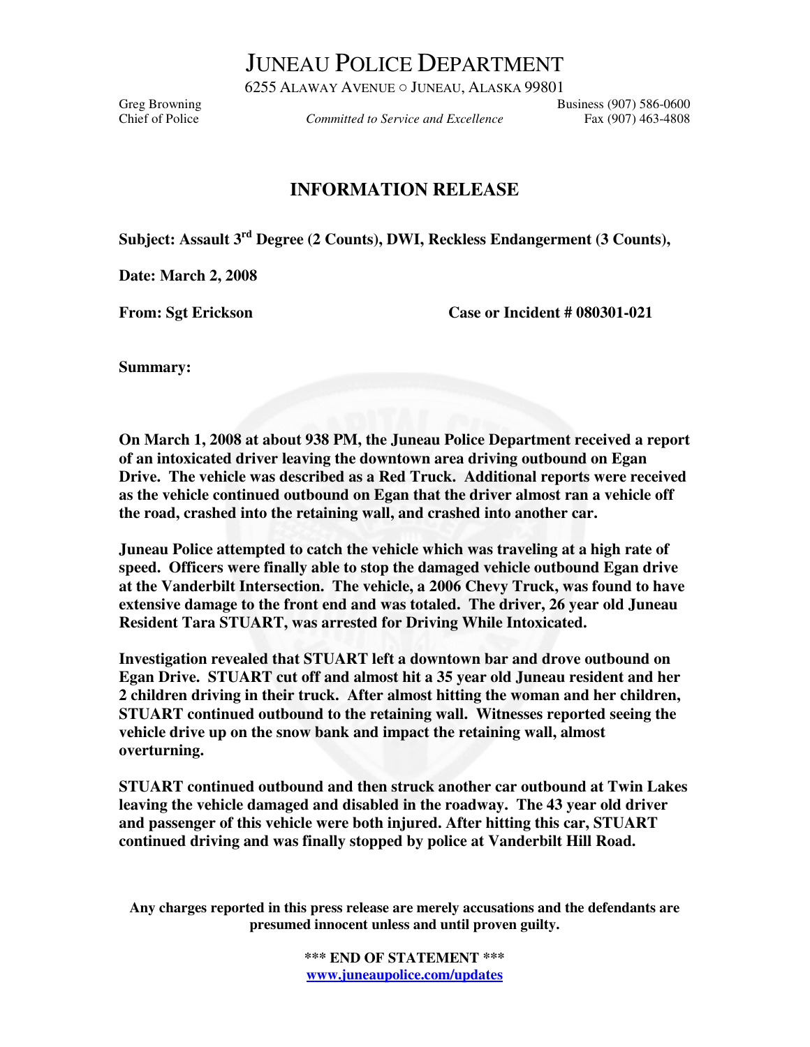# JUNEAU POLICE DEPARTMENT

6255 ALAWAY AVENUE ○ JUNEAU, ALASKA 99801

Greg Browning
Chief of Police

*Committed to Service and Excellence*

Business (907) 586-0600
Fax (907) 463-4808

## INFORMATION RELEASE

**Subject: Assault 3rd Degree (2 Counts), DWI, Reckless Endangerment (3 Counts),**

**Date: March 2, 2008**

**From: Sgt Erickson** **Case or Incident # 080301-021**

**Summary:**

**On March 1, 2008 at about 938 PM, the Juneau Police Department received a report of an intoxicated driver leaving the downtown area driving outbound on Egan Drive. The vehicle was described as a Red Truck. Additional reports were received as the vehicle continued outbound on Egan that the driver almost ran a vehicle off the road, crashed into the retaining wall, and crashed into another car.**

**Juneau Police attempted to catch the vehicle which was traveling at a high rate of speed. Officers were finally able to stop the damaged vehicle outbound Egan drive at the Vanderbilt Intersection. The vehicle, a 2006 Chevy Truck, was found to have extensive damage to the front end and was totaled. The driver, 26 year old Juneau Resident Tara STUART, was arrested for Driving While Intoxicated.**

**Investigation revealed that STUART left a downtown bar and drove outbound on Egan Drive. STUART cut off and almost hit a 35 year old Juneau resident and her 2 children driving in their truck. After almost hitting the woman and her children, STUART continued outbound to the retaining wall. Witnesses reported seeing the vehicle drive up on the snow bank and impact the retaining wall, almost overturning.**

**STUART continued outbound and then struck another car outbound at Twin Lakes leaving the vehicle damaged and disabled in the roadway. The 43 year old driver and passenger of this vehicle were both injured. After hitting this car, STUART continued driving and was finally stopped by police at Vanderbilt Hill Road.**

**Any charges reported in this press release are merely accusations and the defendants are presumed innocent unless and until proven guilty.**

**\*\*\* END OF STATEMENT \*\*\***
**www.juneaupolice.com/updates**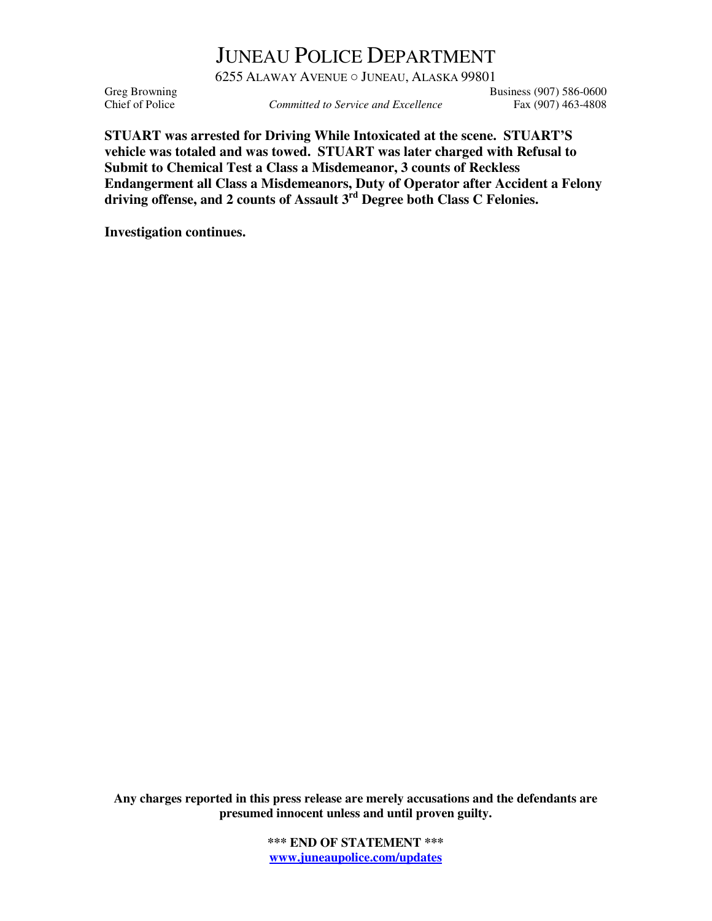# JUNEAU POLICE DEPARTMENT

6255 ALAWAY AVENUE ○ JUNEAU, ALASKA 99801

Greg Browning
Chief of Police

*Committed to Service and Excellence*

Business (907) 586-0600
Fax (907) 463-4808

**STUART was arrested for Driving While Intoxicated at the scene. STUART'S vehicle was totaled and was towed. STUART was later charged with Refusal to Submit to Chemical Test a Class a Misdemeanor, 3 counts of Reckless Endangerment all Class a Misdemeanors, Duty of Operator after Accident a Felony driving offense, and 2 counts of Assault 3rd Degree both Class C Felonies.**

**Investigation continues.**

**Any charges reported in this press release are merely accusations and the defendants are presumed innocent unless and until proven guilty.**

**\*\*\* END OF STATEMENT \*\*\***

**www.juneaupolice.com/updates**